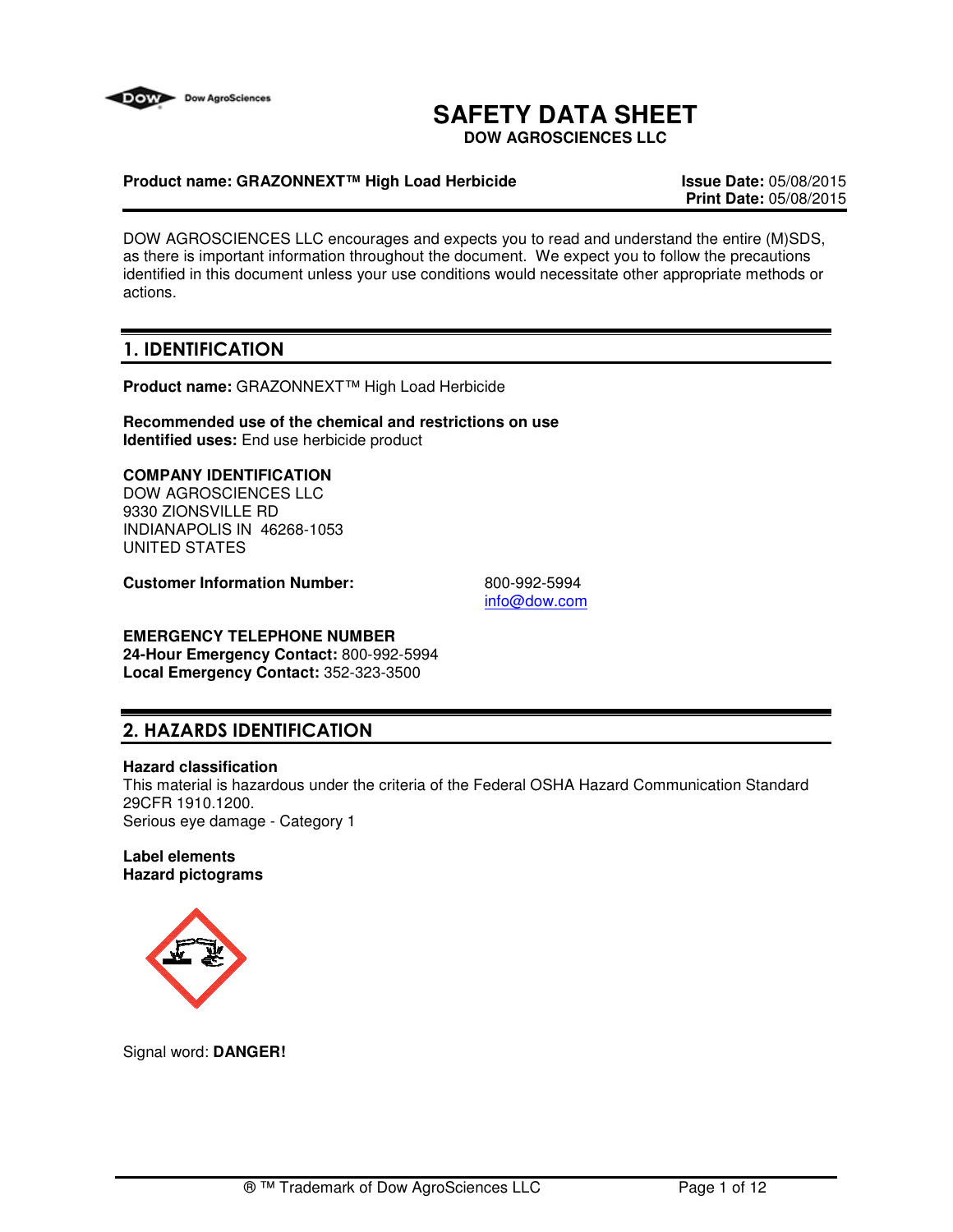# SAFETY DATA SHEET

**DOW AGROSCIENCES LLC**

**Product name: GRAZONNEXT™ High Load Herbicide**

**Issue Date:** 05/08/2015
**Print Date:** 05/08/2015

DOW AGROSCIENCES LLC encourages and expects you to read and understand the entire (M)SDS, as there is important information throughout the document. We expect you to follow the precautions identified in this document unless your use conditions would necessitate other appropriate methods or actions.

## 1. IDENTIFICATION

**Product name:** GRAZONNEXT™ High Load Herbicide

**Recommended use of the chemical and restrictions on use**
**Identified uses:** End use herbicide product

**COMPANY IDENTIFICATION**
DOW AGROSCIENCES LLC
9330 ZIONSVILLE RD
INDIANAPOLIS IN 46268-1053
UNITED STATES

**Customer Information Number:** 800-992-5994
info@dow.com

**EMERGENCY TELEPHONE NUMBER**
**24-Hour Emergency Contact:** 800-992-5994
**Local Emergency Contact:** 352-323-3500

## 2. HAZARDS IDENTIFICATION

**Hazard classification**
This material is hazardous under the criteria of the Federal OSHA Hazard Communication Standard 29CFR 1910.1200.
Serious eye damage - Category 1

**Label elements**
**Hazard pictograms**

Signal word: **DANGER!**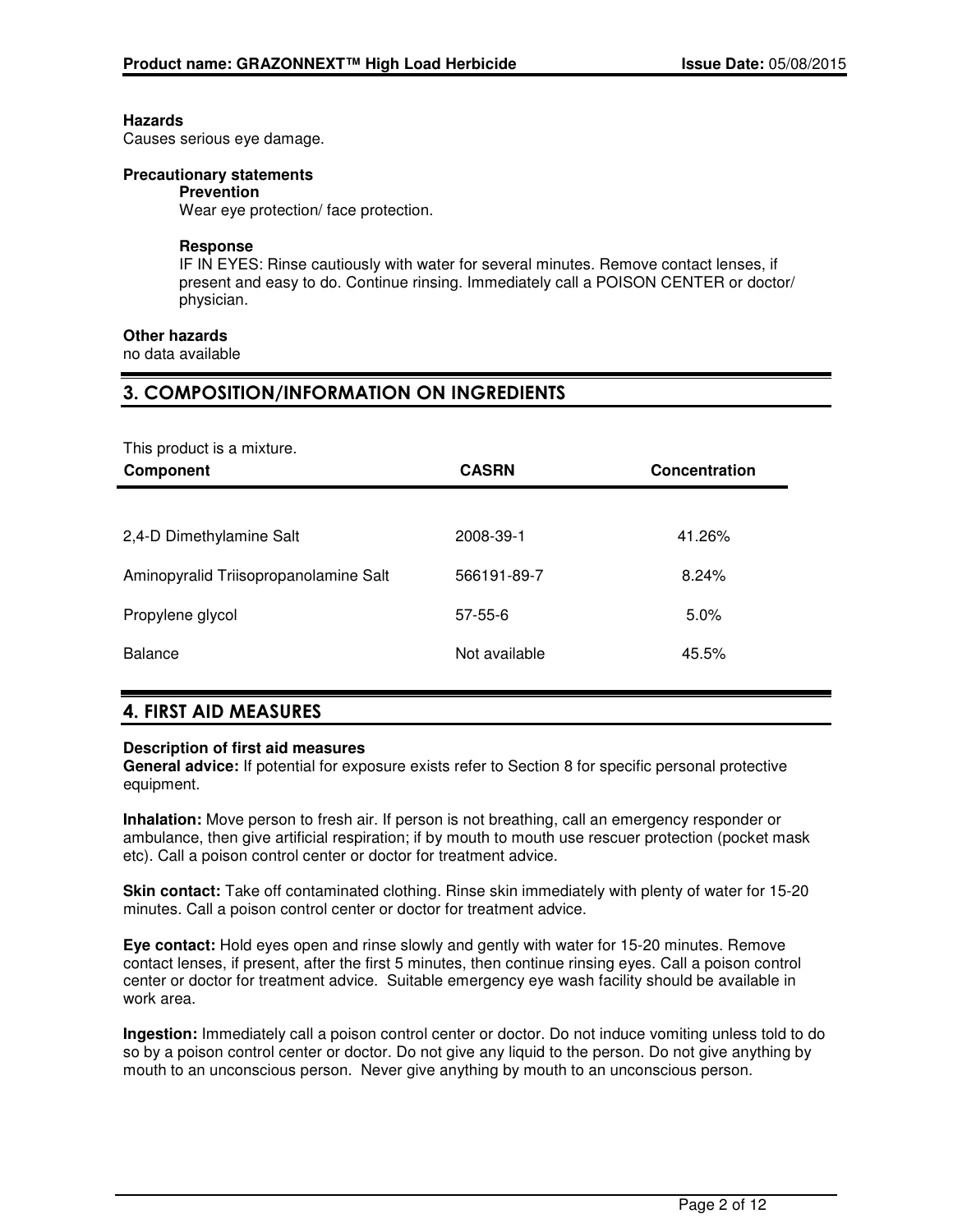**Hazards**
Causes serious eye damage.

**Precautionary statements**

**Prevention**
Wear eye protection/ face protection.

**Response**
IF IN EYES: Rinse cautiously with water for several minutes. Remove contact lenses, if present and easy to do. Continue rinsing. Immediately call a POISON CENTER or doctor/ physician.

**Other hazards**
no data available

## 3. COMPOSITION/INFORMATION ON INGREDIENTS

This product is a mixture.

| Component | CASRN | Concentration |
|---|---|---|
| 2,4-D Dimethylamine Salt | 2008-39-1 | 41.26% |
| Aminopyralid Triisopropanolamine Salt | 566191-89-7 | 8.24% |
| Propylene glycol | 57-55-6 | 5.0% |
| Balance | Not available | 45.5% |

## 4. FIRST AID MEASURES

**Description of first aid measures**

**General advice:** If potential for exposure exists refer to Section 8 for specific personal protective equipment.

**Inhalation:** Move person to fresh air. If person is not breathing, call an emergency responder or ambulance, then give artificial respiration; if by mouth to mouth use rescuer protection (pocket mask etc). Call a poison control center or doctor for treatment advice.

**Skin contact:** Take off contaminated clothing. Rinse skin immediately with plenty of water for 15-20 minutes. Call a poison control center or doctor for treatment advice.

**Eye contact:** Hold eyes open and rinse slowly and gently with water for 15-20 minutes. Remove contact lenses, if present, after the first 5 minutes, then continue rinsing eyes. Call a poison control center or doctor for treatment advice. Suitable emergency eye wash facility should be available in work area.

**Ingestion:** Immediately call a poison control center or doctor. Do not induce vomiting unless told to do so by a poison control center or doctor. Do not give any liquid to the person. Do not give anything by mouth to an unconscious person. Never give anything by mouth to an unconscious person.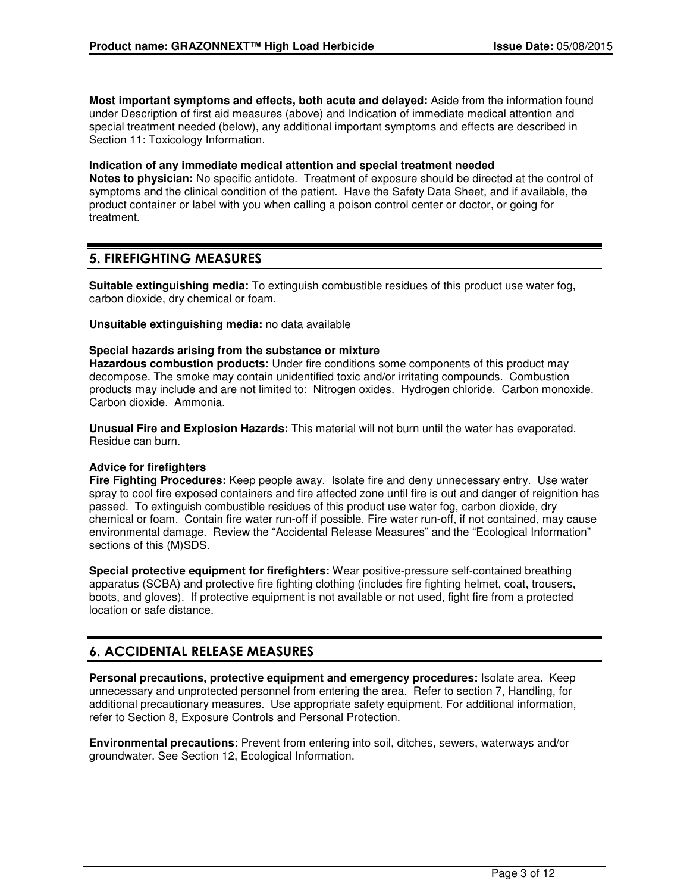**Most important symptoms and effects, both acute and delayed:** Aside from the information found under Description of first aid measures (above) and Indication of immediate medical attention and special treatment needed (below), any additional important symptoms and effects are described in Section 11: Toxicology Information.

**Indication of any immediate medical attention and special treatment needed**
**Notes to physician:** No specific antidote. Treatment of exposure should be directed at the control of symptoms and the clinical condition of the patient. Have the Safety Data Sheet, and if available, the product container or label with you when calling a poison control center or doctor, or going for treatment.

## 5. FIREFIGHTING MEASURES

**Suitable extinguishing media:** To extinguish combustible residues of this product use water fog, carbon dioxide, dry chemical or foam.

**Unsuitable extinguishing media:** no data available

**Special hazards arising from the substance or mixture**
**Hazardous combustion products:** Under fire conditions some components of this product may decompose. The smoke may contain unidentified toxic and/or irritating compounds. Combustion products may include and are not limited to: Nitrogen oxides. Hydrogen chloride. Carbon monoxide. Carbon dioxide. Ammonia.

**Unusual Fire and Explosion Hazards:** This material will not burn until the water has evaporated. Residue can burn.

**Advice for firefighters**
**Fire Fighting Procedures:** Keep people away. Isolate fire and deny unnecessary entry. Use water spray to cool fire exposed containers and fire affected zone until fire is out and danger of reignition has passed. To extinguish combustible residues of this product use water fog, carbon dioxide, dry chemical or foam. Contain fire water run-off if possible. Fire water run-off, if not contained, may cause environmental damage. Review the “Accidental Release Measures” and the “Ecological Information” sections of this (M)SDS.

**Special protective equipment for firefighters:** Wear positive-pressure self-contained breathing apparatus (SCBA) and protective fire fighting clothing (includes fire fighting helmet, coat, trousers, boots, and gloves). If protective equipment is not available or not used, fight fire from a protected location or safe distance.

## 6. ACCIDENTAL RELEASE MEASURES

**Personal precautions, protective equipment and emergency procedures:** Isolate area. Keep unnecessary and unprotected personnel from entering the area. Refer to section 7, Handling, for additional precautionary measures. Use appropriate safety equipment. For additional information, refer to Section 8, Exposure Controls and Personal Protection.

**Environmental precautions:** Prevent from entering into soil, ditches, sewers, waterways and/or groundwater. See Section 12, Ecological Information.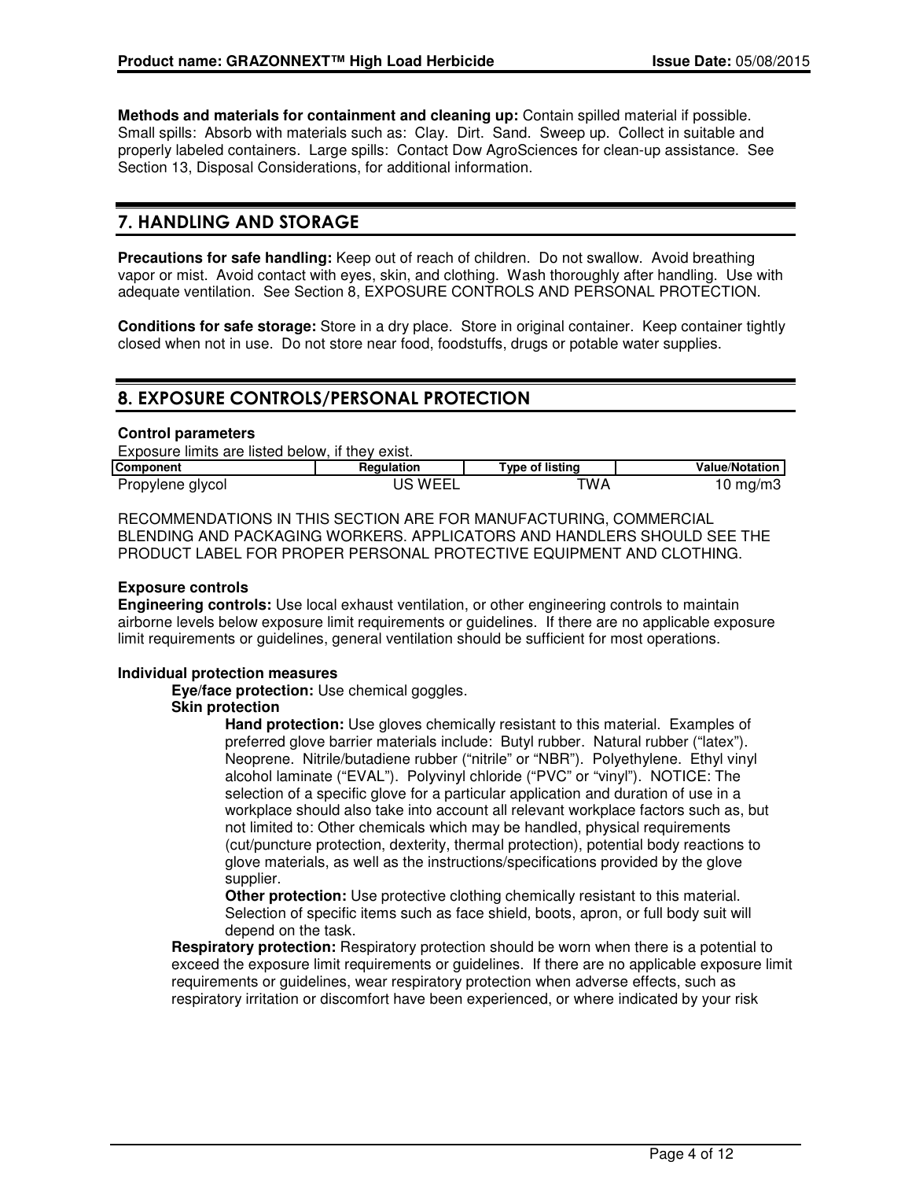**Methods and materials for containment and cleaning up:** Contain spilled material if possible. Small spills: Absorb with materials such as: Clay. Dirt. Sand. Sweep up. Collect in suitable and properly labeled containers. Large spills: Contact Dow AgroSciences for clean-up assistance. See Section 13, Disposal Considerations, for additional information.

## 7. HANDLING AND STORAGE

**Precautions for safe handling:** Keep out of reach of children. Do not swallow. Avoid breathing vapor or mist. Avoid contact with eyes, skin, and clothing. Wash thoroughly after handling. Use with adequate ventilation. See Section 8, EXPOSURE CONTROLS AND PERSONAL PROTECTION.

**Conditions for safe storage:** Store in a dry place. Store in original container. Keep container tightly closed when not in use. Do not store near food, foodstuffs, drugs or potable water supplies.

## 8. EXPOSURE CONTROLS/PERSONAL PROTECTION

**Control parameters**

Exposure limits are listed below, if they exist.

| Component | Regulation | Type of listing | Value/Notation |
|---|---|---|---|
| Propylene glycol | US WEEL | TWA | 10 mg/m3 |

RECOMMENDATIONS IN THIS SECTION ARE FOR MANUFACTURING, COMMERCIAL BLENDING AND PACKAGING WORKERS. APPLICATORS AND HANDLERS SHOULD SEE THE PRODUCT LABEL FOR PROPER PERSONAL PROTECTIVE EQUIPMENT AND CLOTHING.

**Exposure controls**

**Engineering controls:** Use local exhaust ventilation, or other engineering controls to maintain airborne levels below exposure limit requirements or guidelines. If there are no applicable exposure limit requirements or guidelines, general ventilation should be sufficient for most operations.

**Individual protection measures**

**Eye/face protection:** Use chemical goggles.

**Skin protection**

**Hand protection:** Use gloves chemically resistant to this material. Examples of preferred glove barrier materials include: Butyl rubber. Natural rubber ("latex"). Neoprene. Nitrile/butadiene rubber ("nitrile" or "NBR"). Polyethylene. Ethyl vinyl alcohol laminate ("EVAL"). Polyvinyl chloride ("PVC" or "vinyl"). NOTICE: The selection of a specific glove for a particular application and duration of use in a workplace should also take into account all relevant workplace factors such as, but not limited to: Other chemicals which may be handled, physical requirements (cut/puncture protection, dexterity, thermal protection), potential body reactions to glove materials, as well as the instructions/specifications provided by the glove supplier.

**Other protection:** Use protective clothing chemically resistant to this material. Selection of specific items such as face shield, boots, apron, or full body suit will depend on the task.

**Respiratory protection:** Respiratory protection should be worn when there is a potential to exceed the exposure limit requirements or guidelines. If there are no applicable exposure limit requirements or guidelines, wear respiratory protection when adverse effects, such as respiratory irritation or discomfort have been experienced, or where indicated by your risk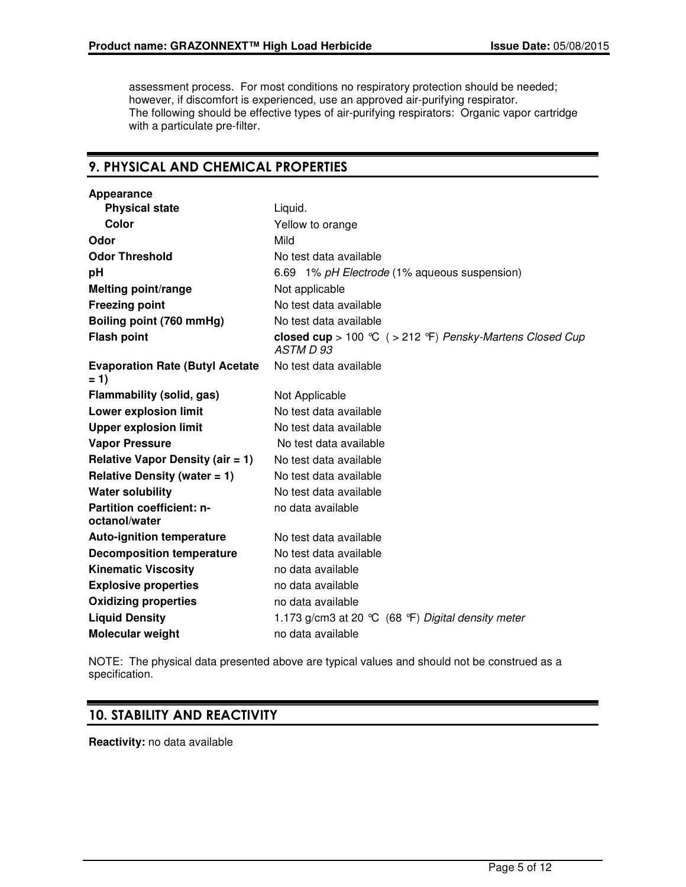assessment process. For most conditions no respiratory protection should be needed; however, if discomfort is experienced, use an approved air-purifying respirator. The following should be effective types of air-purifying respirators: Organic vapor cartridge with a particulate pre-filter.

## 9. PHYSICAL AND CHEMICAL PROPERTIES

| Property | Value |
|---|---|
| **Appearance** | |
| **Physical state** | Liquid. |
| **Color** | Yellow to orange |
| **Odor** | Mild |
| **Odor Threshold** | No test data available |
| **pH** | 6.69 1% *pH Electrode* (1% aqueous suspension) |
| **Melting point/range** | Not applicable |
| **Freezing point** | No test data available |
| **Boiling point (760 mmHg)** | No test data available |
| **Flash point** | **closed cup** > 100 °C ( > 212 °F) *Pensky-Martens Closed Cup ASTM D 93* |
| **Evaporation Rate (Butyl Acetate = 1)** | No test data available |
| **Flammability (solid, gas)** | Not Applicable |
| **Lower explosion limit** | No test data available |
| **Upper explosion limit** | No test data available |
| **Vapor Pressure** | No test data available |
| **Relative Vapor Density (air = 1)** | No test data available |
| **Relative Density (water = 1)** | No test data available |
| **Water solubility** | No test data available |
| **Partition coefficient: n-octanol/water** | no data available |
| **Auto-ignition temperature** | No test data available |
| **Decomposition temperature** | No test data available |
| **Kinematic Viscosity** | no data available |
| **Explosive properties** | no data available |
| **Oxidizing properties** | no data available |
| **Liquid Density** | 1.173 g/cm3 at 20 °C (68 °F) *Digital density meter* |
| **Molecular weight** | no data available |

NOTE: The physical data presented above are typical values and should not be construed as a specification.

## 10. STABILITY AND REACTIVITY

**Reactivity:** no data available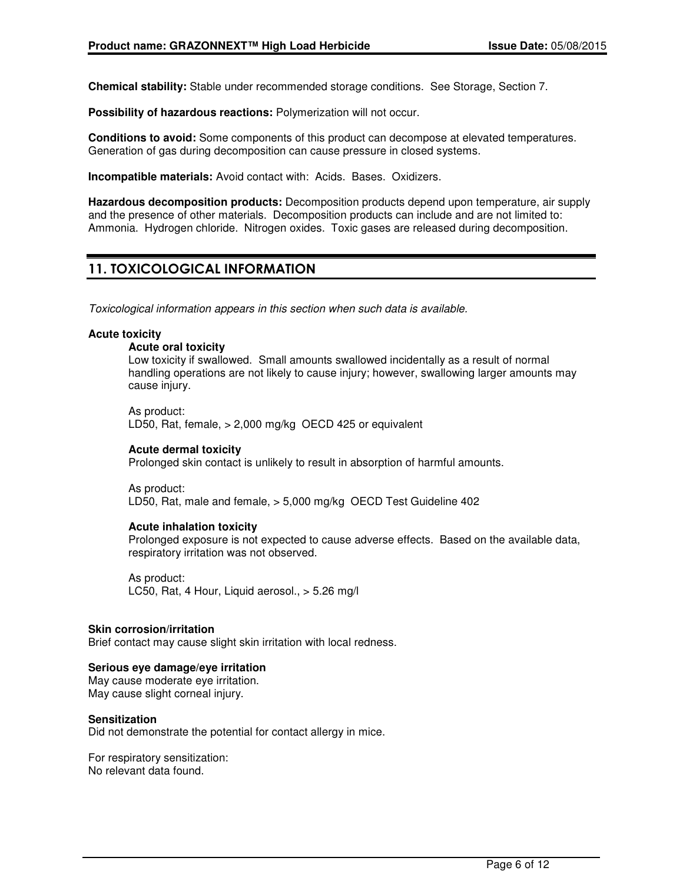**Chemical stability:** Stable under recommended storage conditions. See Storage, Section 7.

**Possibility of hazardous reactions:** Polymerization will not occur.

**Conditions to avoid:** Some components of this product can decompose at elevated temperatures. Generation of gas during decomposition can cause pressure in closed systems.

**Incompatible materials:** Avoid contact with: Acids. Bases. Oxidizers.

**Hazardous decomposition products:** Decomposition products depend upon temperature, air supply and the presence of other materials. Decomposition products can include and are not limited to: Ammonia. Hydrogen chloride. Nitrogen oxides. Toxic gases are released during decomposition.

## 11. TOXICOLOGICAL INFORMATION

*Toxicological information appears in this section when such data is available.*

**Acute toxicity**

**Acute oral toxicity**

Low toxicity if swallowed. Small amounts swallowed incidentally as a result of normal handling operations are not likely to cause injury; however, swallowing larger amounts may cause injury.

As product:
LD50, Rat, female, > 2,000 mg/kg OECD 425 or equivalent

**Acute dermal toxicity**

Prolonged skin contact is unlikely to result in absorption of harmful amounts.

As product:
LD50, Rat, male and female, > 5,000 mg/kg OECD Test Guideline 402

**Acute inhalation toxicity**

Prolonged exposure is not expected to cause adverse effects. Based on the available data, respiratory irritation was not observed.

As product:
LC50, Rat, 4 Hour, Liquid aerosol., > 5.26 mg/l

**Skin corrosion/irritation**

Brief contact may cause slight skin irritation with local redness.

**Serious eye damage/eye irritation**

May cause moderate eye irritation.
May cause slight corneal injury.

**Sensitization**

Did not demonstrate the potential for contact allergy in mice.

For respiratory sensitization:
No relevant data found.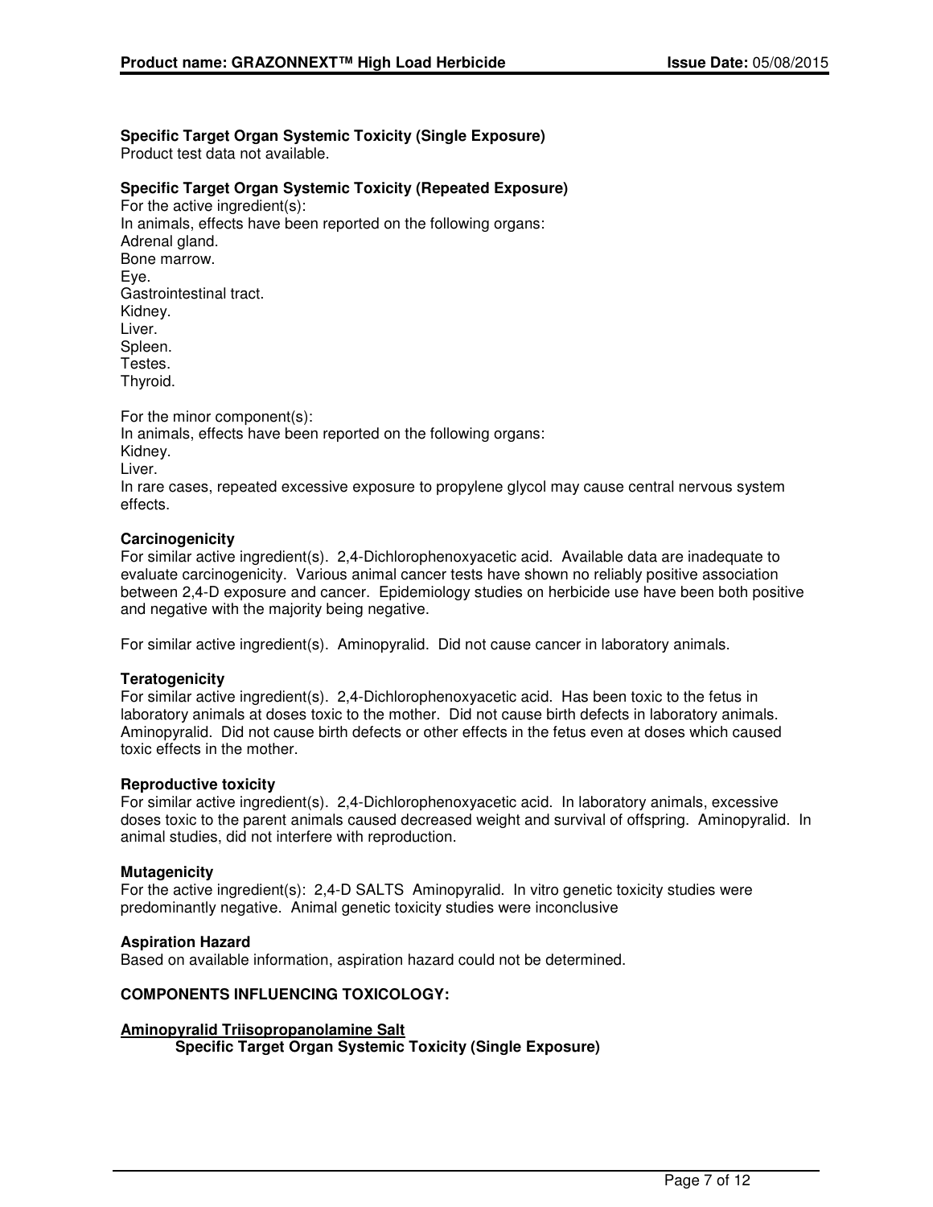**Specific Target Organ Systemic Toxicity (Single Exposure)**
Product test data not available.

**Specific Target Organ Systemic Toxicity (Repeated Exposure)**
For the active ingredient(s):
In animals, effects have been reported on the following organs:
Adrenal gland.
Bone marrow.
Eye.
Gastrointestinal tract.
Kidney.
Liver.
Spleen.
Testes.
Thyroid.

For the minor component(s):
In animals, effects have been reported on the following organs:
Kidney.
Liver.
In rare cases, repeated excessive exposure to propylene glycol may cause central nervous system effects.

**Carcinogenicity**
For similar active ingredient(s). 2,4-Dichlorophenoxyacetic acid. Available data are inadequate to evaluate carcinogenicity. Various animal cancer tests have shown no reliably positive association between 2,4-D exposure and cancer. Epidemiology studies on herbicide use have been both positive and negative with the majority being negative.

For similar active ingredient(s). Aminopyralid. Did not cause cancer in laboratory animals.

**Teratogenicity**
For similar active ingredient(s). 2,4-Dichlorophenoxyacetic acid. Has been toxic to the fetus in laboratory animals at doses toxic to the mother. Did not cause birth defects in laboratory animals. Aminopyralid. Did not cause birth defects or other effects in the fetus even at doses which caused toxic effects in the mother.

**Reproductive toxicity**
For similar active ingredient(s). 2,4-Dichlorophenoxyacetic acid. In laboratory animals, excessive doses toxic to the parent animals caused decreased weight and survival of offspring. Aminopyralid. In animal studies, did not interfere with reproduction.

**Mutagenicity**
For the active ingredient(s): 2,4-D SALTS Aminopyralid. In vitro genetic toxicity studies were predominantly negative. Animal genetic toxicity studies were inconclusive

**Aspiration Hazard**
Based on available information, aspiration hazard could not be determined.

**COMPONENTS INFLUENCING TOXICOLOGY:**

**Aminopyralid Triisopropanolamine Salt**

**Specific Target Organ Systemic Toxicity (Single Exposure)**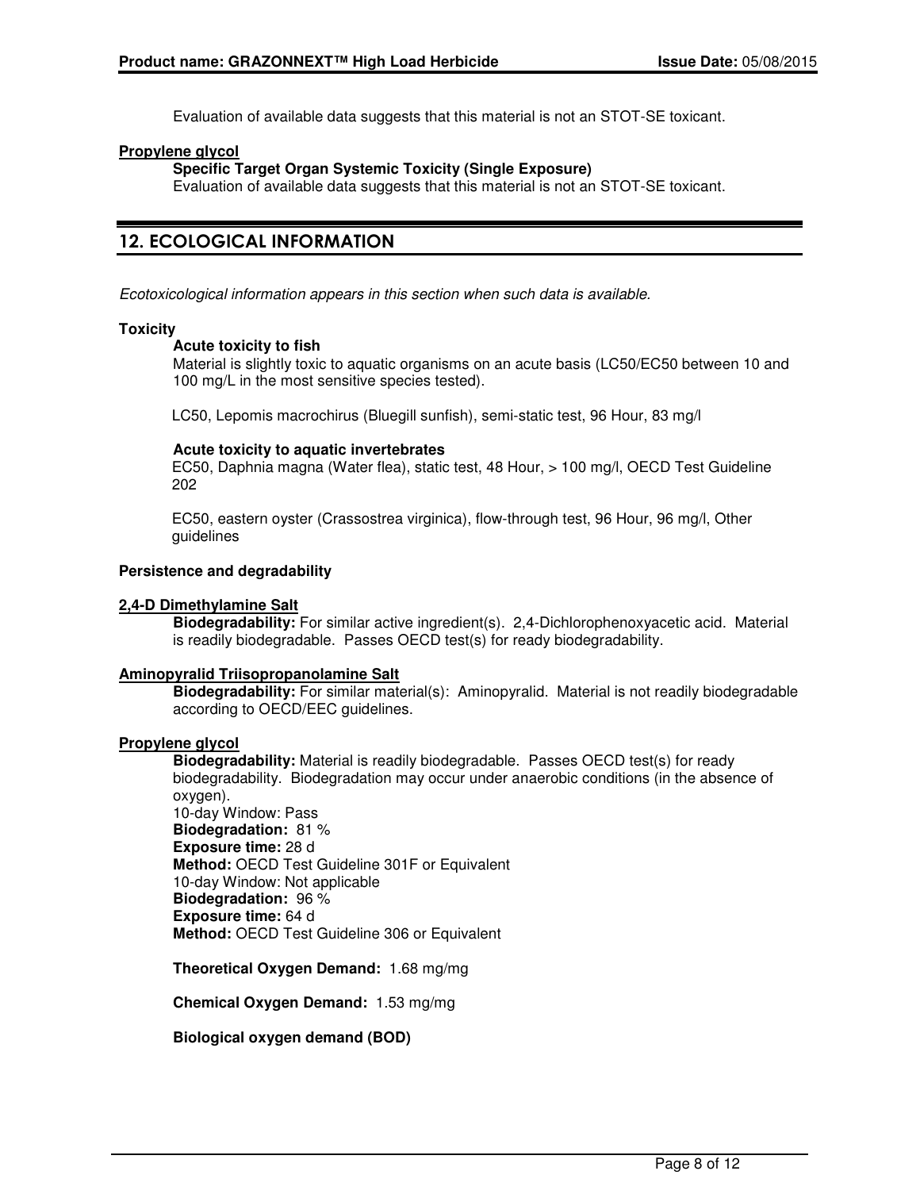Evaluation of available data suggests that this material is not an STOT-SE toxicant.

**Propylene glycol**

**Specific Target Organ Systemic Toxicity (Single Exposure)**

Evaluation of available data suggests that this material is not an STOT-SE toxicant.

## 12. ECOLOGICAL INFORMATION

*Ecotoxicological information appears in this section when such data is available.*

**Toxicity**

**Acute toxicity to fish**

Material is slightly toxic to aquatic organisms on an acute basis (LC50/EC50 between 10 and 100 mg/L in the most sensitive species tested).

LC50, Lepomis macrochirus (Bluegill sunfish), semi-static test, 96 Hour, 83 mg/l

**Acute toxicity to aquatic invertebrates**

EC50, Daphnia magna (Water flea), static test, 48 Hour, > 100 mg/l, OECD Test Guideline 202

EC50, eastern oyster (Crassostrea virginica), flow-through test, 96 Hour, 96 mg/l, Other guidelines

**Persistence and degradability**

**2,4-D Dimethylamine Salt**

**Biodegradability:** For similar active ingredient(s). 2,4-Dichlorophenoxyacetic acid. Material is readily biodegradable. Passes OECD test(s) for ready biodegradability.

**Aminopyralid Triisopropanolamine Salt**

**Biodegradability:** For similar material(s): Aminopyralid. Material is not readily biodegradable according to OECD/EEC guidelines.

**Propylene glycol**

**Biodegradability:** Material is readily biodegradable. Passes OECD test(s) for ready biodegradability. Biodegradation may occur under anaerobic conditions (in the absence of oxygen).
10-day Window: Pass
**Biodegradation:** 81 %
**Exposure time:** 28 d
**Method:** OECD Test Guideline 301F or Equivalent
10-day Window: Not applicable
**Biodegradation:** 96 %
**Exposure time:** 64 d
**Method:** OECD Test Guideline 306 or Equivalent

**Theoretical Oxygen Demand:** 1.68 mg/mg

**Chemical Oxygen Demand:** 1.53 mg/mg

**Biological oxygen demand (BOD)**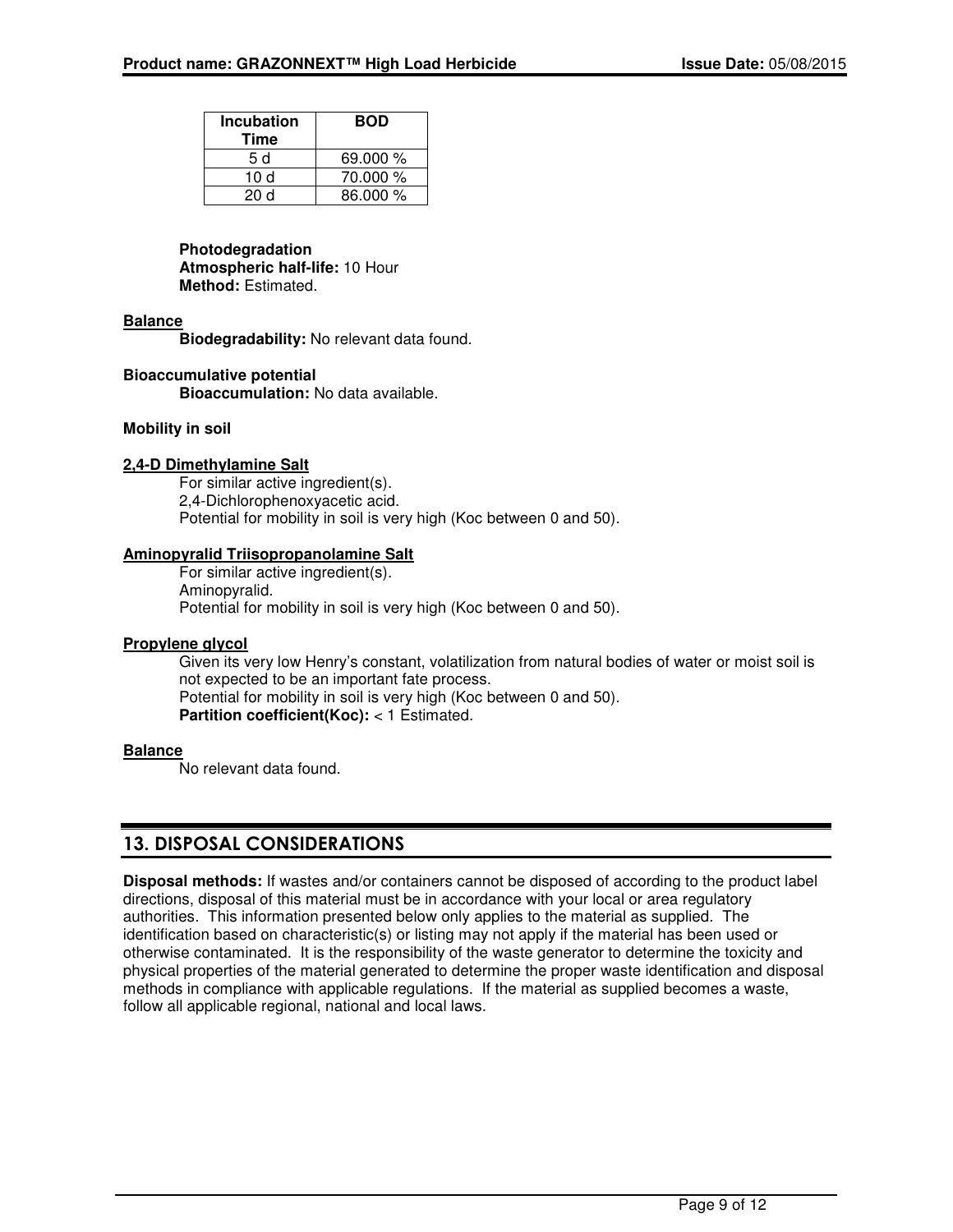| Incubation Time | BOD |
|---|---|
| 5 d | 69.000 % |
| 10 d | 70.000 % |
| 20 d | 86.000 % |

**Photodegradation**
**Atmospheric half-life:** 10 Hour
**Method:** Estimated.

**Balance**

**Biodegradability:** No relevant data found.

**Bioaccumulative potential**

**Bioaccumulation:** No data available.

**Mobility in soil**

**2,4-D Dimethylamine Salt**

For similar active ingredient(s).
2,4-Dichlorophenoxyacetic acid.
Potential for mobility in soil is very high (Koc between 0 and 50).

**Aminopyralid Triisopropanolamine Salt**

For similar active ingredient(s).
Aminopyralid.
Potential for mobility in soil is very high (Koc between 0 and 50).

**Propylene glycol**

Given its very low Henry's constant, volatilization from natural bodies of water or moist soil is not expected to be an important fate process.
Potential for mobility in soil is very high (Koc between 0 and 50).
**Partition coefficient(Koc):** < 1 Estimated.

**Balance**

No relevant data found.

## 13. DISPOSAL CONSIDERATIONS

**Disposal methods:** If wastes and/or containers cannot be disposed of according to the product label directions, disposal of this material must be in accordance with your local or area regulatory authorities. This information presented below only applies to the material as supplied. The identification based on characteristic(s) or listing may not apply if the material has been used or otherwise contaminated. It is the responsibility of the waste generator to determine the toxicity and physical properties of the material generated to determine the proper waste identification and disposal methods in compliance with applicable regulations. If the material as supplied becomes a waste, follow all applicable regional, national and local laws.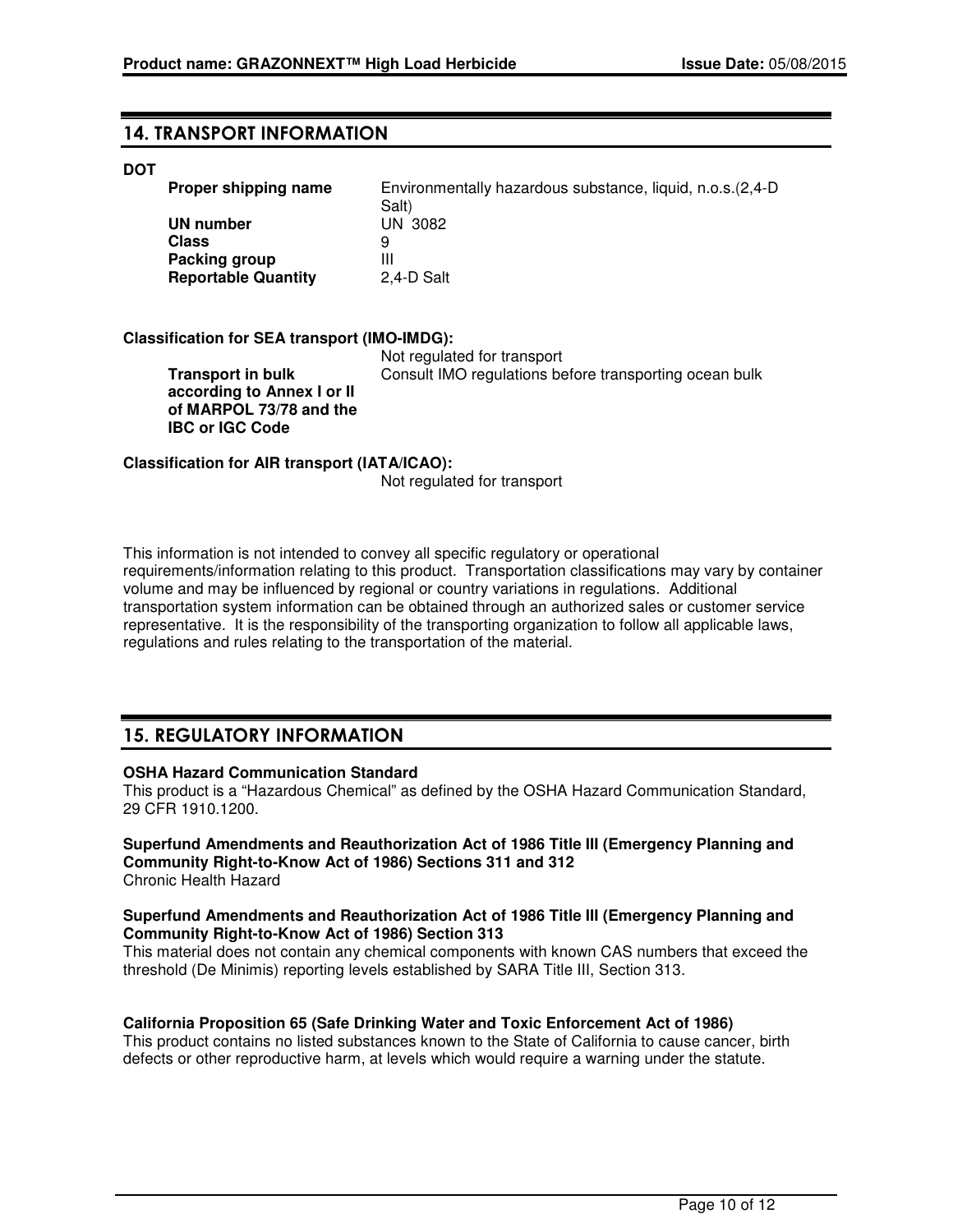## 14. TRANSPORT INFORMATION

**DOT**

| | |
|---|---|
| **Proper shipping name** | Environmentally hazardous substance, liquid, n.o.s.(2,4-D Salt) |
| **UN number** | UN 3082 |
| **Class** | 9 |
| **Packing group** | III |
| **Reportable Quantity** | 2,4-D Salt |

**Classification for SEA transport (IMO-IMDG):**

Not regulated for transport

| | |
|---|---|
| **Transport in bulk according to Annex I or II of MARPOL 73/78 and the IBC or IGC Code** | Consult IMO regulations before transporting ocean bulk |

**Classification for AIR transport (IATA/ICAO):**

Not regulated for transport

This information is not intended to convey all specific regulatory or operational requirements/information relating to this product. Transportation classifications may vary by container volume and may be influenced by regional or country variations in regulations. Additional transportation system information can be obtained through an authorized sales or customer service representative. It is the responsibility of the transporting organization to follow all applicable laws, regulations and rules relating to the transportation of the material.

## 15. REGULATORY INFORMATION

**OSHA Hazard Communication Standard**
This product is a "Hazardous Chemical" as defined by the OSHA Hazard Communication Standard, 29 CFR 1910.1200.

**Superfund Amendments and Reauthorization Act of 1986 Title III (Emergency Planning and Community Right-to-Know Act of 1986) Sections 311 and 312**
Chronic Health Hazard

**Superfund Amendments and Reauthorization Act of 1986 Title III (Emergency Planning and Community Right-to-Know Act of 1986) Section 313**
This material does not contain any chemical components with known CAS numbers that exceed the threshold (De Minimis) reporting levels established by SARA Title III, Section 313.

**California Proposition 65 (Safe Drinking Water and Toxic Enforcement Act of 1986)**
This product contains no listed substances known to the State of California to cause cancer, birth defects or other reproductive harm, at levels which would require a warning under the statute.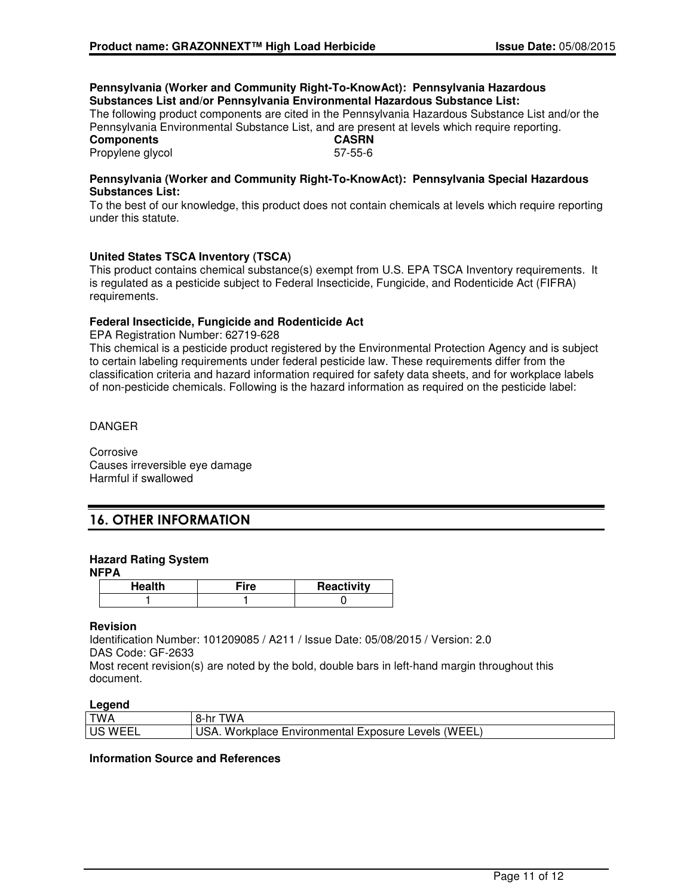**Pennsylvania (Worker and Community Right-To-KnowAct): Pennsylvania Hazardous Substances List and/or Pennsylvania Environmental Hazardous Substance List:**

The following product components are cited in the Pennsylvania Hazardous Substance List and/or the Pennsylvania Environmental Substance List, and are present at levels which require reporting.

| Components | CASRN |
|---|---|
| Propylene glycol | 57-55-6 |

**Pennsylvania (Worker and Community Right-To-KnowAct): Pennsylvania Special Hazardous Substances List:**

To the best of our knowledge, this product does not contain chemicals at levels which require reporting under this statute.

**United States TSCA Inventory (TSCA)**

This product contains chemical substance(s) exempt from U.S. EPA TSCA Inventory requirements. It is regulated as a pesticide subject to Federal Insecticide, Fungicide, and Rodenticide Act (FIFRA) requirements.

**Federal Insecticide, Fungicide and Rodenticide Act**

EPA Registration Number: 62719-628

This chemical is a pesticide product registered by the Environmental Protection Agency and is subject to certain labeling requirements under federal pesticide law. These requirements differ from the classification criteria and hazard information required for safety data sheets, and for workplace labels of non-pesticide chemicals. Following is the hazard information as required on the pesticide label:

DANGER

Corrosive
Causes irreversible eye damage
Harmful if swallowed

## 16. OTHER INFORMATION

**Hazard Rating System**

**NFPA**

| Health | Fire | Reactivity |
|---|---|---|
| 1 | 1 | 0 |

**Revision**

Identification Number: 101209085 / A211 / Issue Date: 05/08/2015 / Version: 2.0
DAS Code: GF-2633
Most recent revision(s) are noted by the bold, double bars in left-hand margin throughout this document.

**Legend**

| | |
|---|---|
| TWA | 8-hr TWA |
| US WEEL | USA. Workplace Environmental Exposure Levels (WEEL) |

**Information Source and References**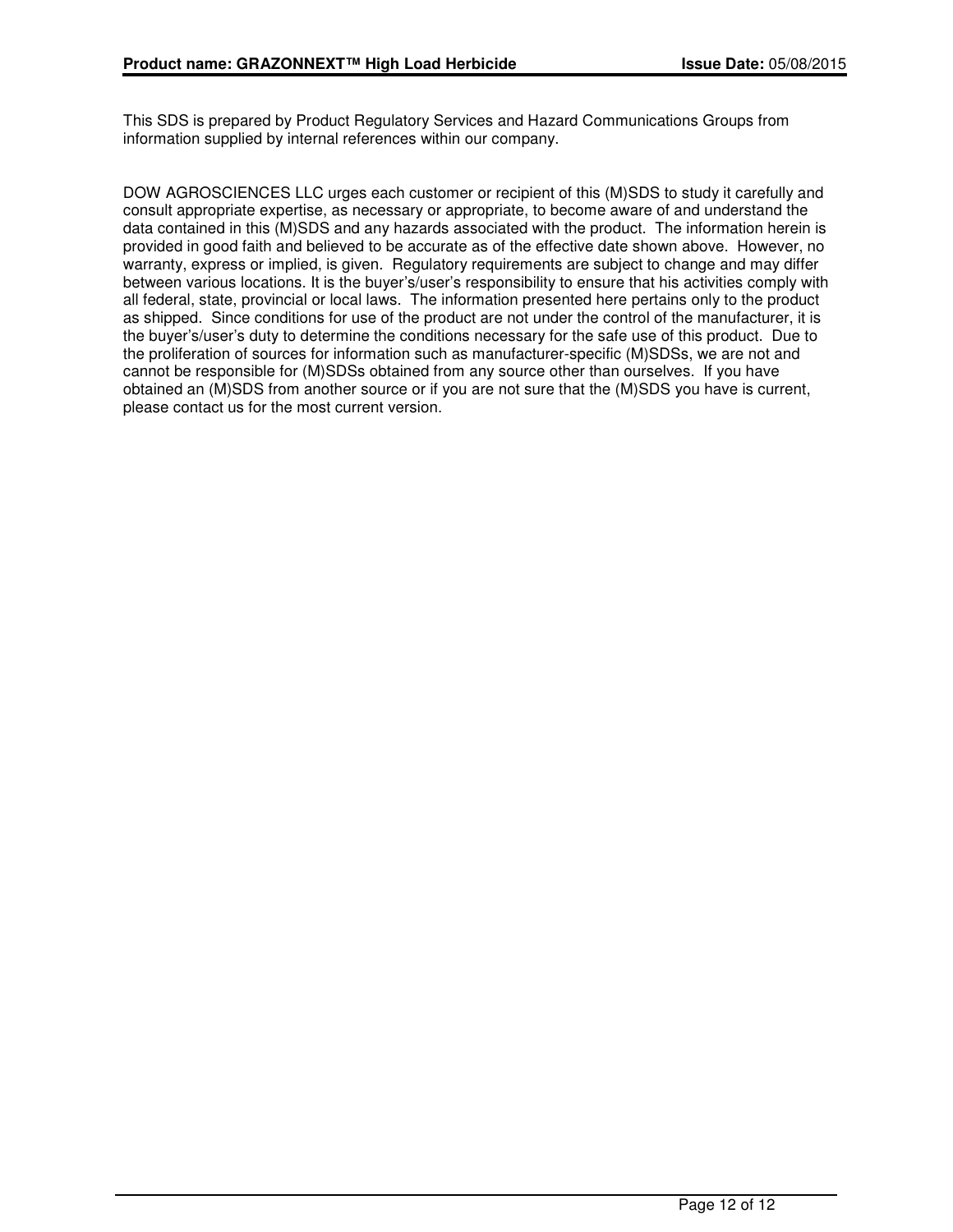This SDS is prepared by Product Regulatory Services and Hazard Communications Groups from information supplied by internal references within our company.

DOW AGROSCIENCES LLC urges each customer or recipient of this (M)SDS to study it carefully and consult appropriate expertise, as necessary or appropriate, to become aware of and understand the data contained in this (M)SDS and any hazards associated with the product. The information herein is provided in good faith and believed to be accurate as of the effective date shown above. However, no warranty, express or implied, is given. Regulatory requirements are subject to change and may differ between various locations. It is the buyer's/user's responsibility to ensure that his activities comply with all federal, state, provincial or local laws. The information presented here pertains only to the product as shipped. Since conditions for use of the product are not under the control of the manufacturer, it is the buyer's/user's duty to determine the conditions necessary for the safe use of this product. Due to the proliferation of sources for information such as manufacturer-specific (M)SDSs, we are not and cannot be responsible for (M)SDSs obtained from any source other than ourselves. If you have obtained an (M)SDS from another source or if you are not sure that the (M)SDS you have is current, please contact us for the most current version.